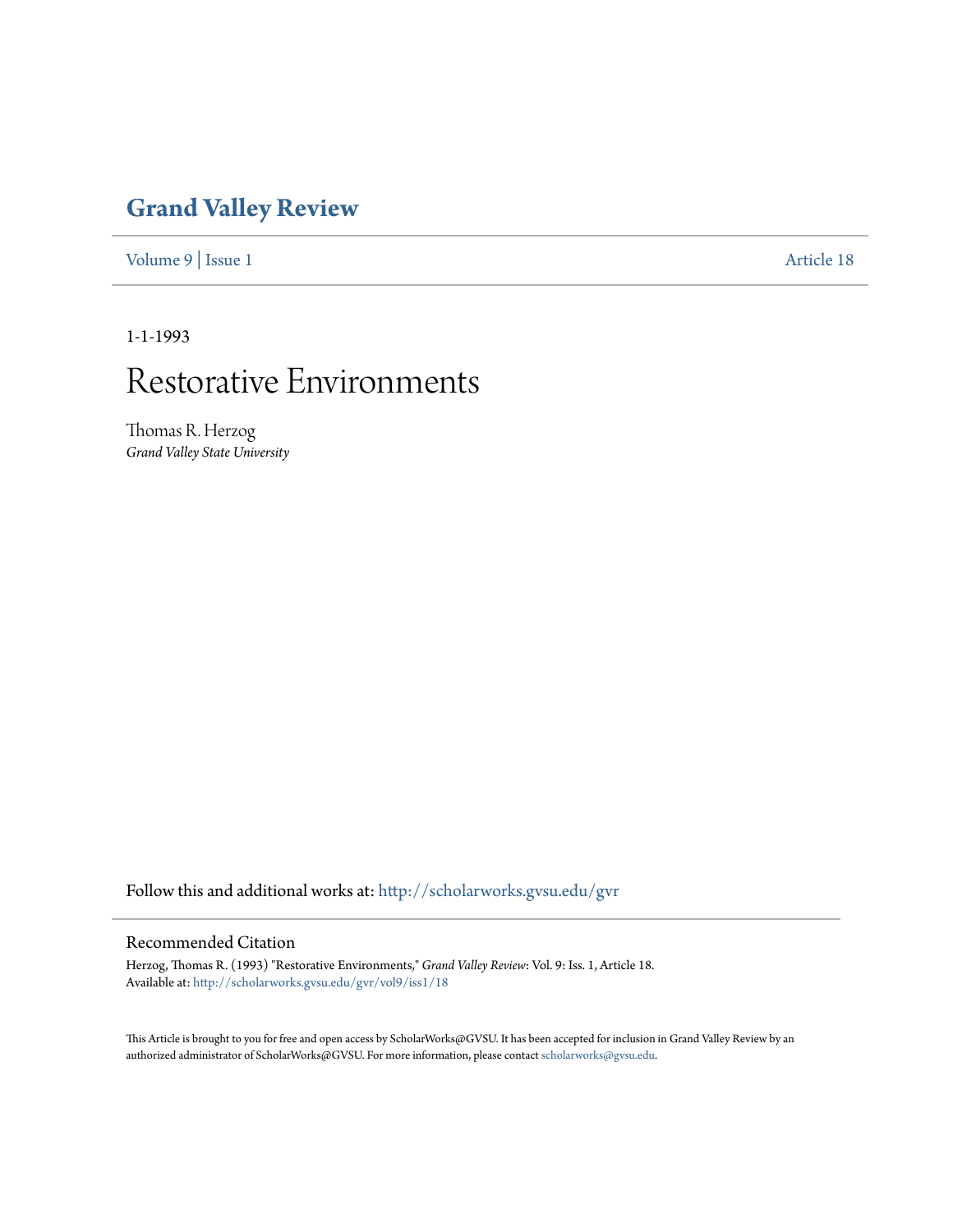# Grand Valley Review

Volume 9 | Issue 1 Article 18

1-1-1993

# Restorative Environments

Thomas R. Herzog
*Grand Valley State University*

Follow this and additional works at: http://scholarworks.gvsu.edu/gvr

## Recommended Citation

Herzog, Thomas R. (1993) "Restorative Environments," *Grand Valley Review*: Vol. 9: Iss. 1, Article 18.
Available at: http://scholarworks.gvsu.edu/gvr/vol9/iss1/18

This Article is brought to you for free and open access by ScholarWorks@GVSU. It has been accepted for inclusion in Grand Valley Review by an authorized administrator of ScholarWorks@GVSU. For more information, please contact scholarworks@gvsu.edu.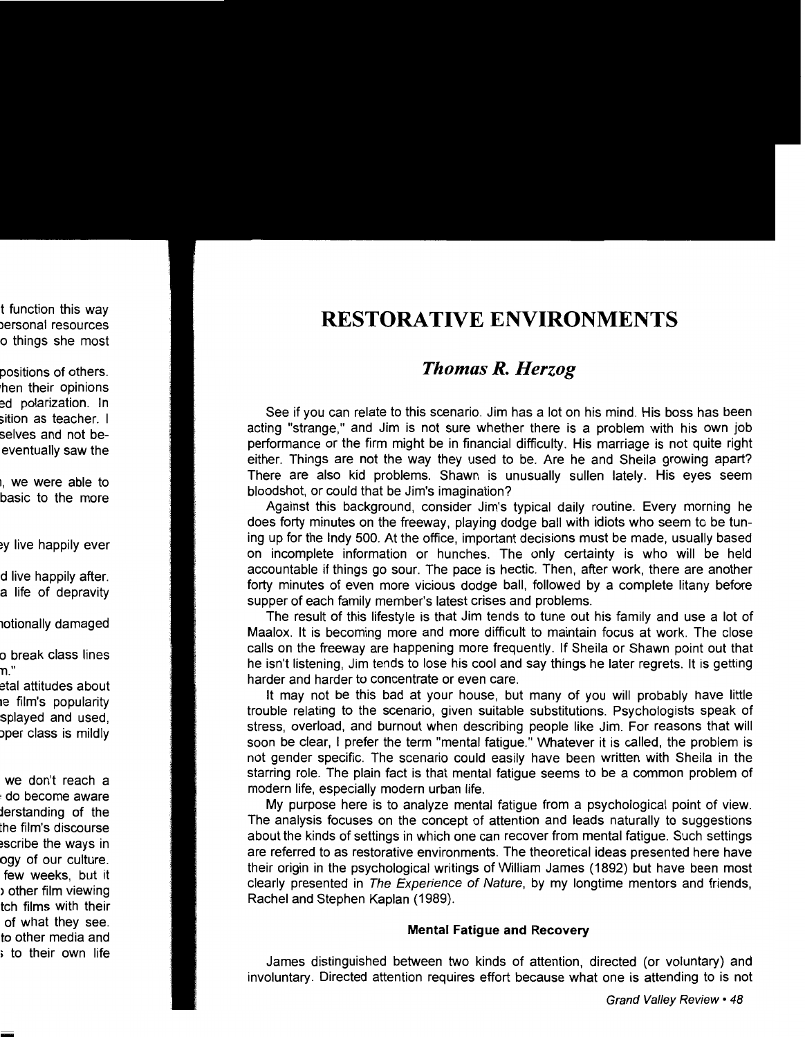# RESTORATIVE ENVIRONMENTS

## *Thomas R. Herzog*

See if you can relate to this scenario. Jim has a lot on his mind. His boss has been acting "strange," and Jim is not sure whether there is a problem with his own job performance or the firm might be in financial difficulty. His marriage is not quite right either. Things are not the way they used to be. Are he and Sheila growing apart? There are also kid problems. Shawn is unusually sullen lately. His eyes seem bloodshot, or could that be Jim's imagination?

Against this background, consider Jim's typical daily routine. Every morning he does forty minutes on the freeway, playing dodge ball with idiots who seem to be tuning up for the Indy 500. At the office, important decisions must be made, usually based on incomplete information or hunches. The only certainty is who will be held accountable if things go sour. The pace is hectic. Then, after work, there are another forty minutes of even more vicious dodge ball, followed by a complete litany before supper of each family member's latest crises and problems.

The result of this lifestyle is that Jim tends to tune out his family and use a lot of Maalox. It is becoming more and more difficult to maintain focus at work. The close calls on the freeway are happening more frequently. If Sheila or Shawn point out that he isn't listening, Jim tends to lose his cool and say things he later regrets. It is getting harder and harder to concentrate or even care.

It may not be this bad at your house, but many of you will probably have little trouble relating to the scenario, given suitable substitutions. Psychologists speak of stress, overload, and burnout when describing people like Jim. For reasons that will soon be clear, I prefer the term "mental fatigue." Whatever it is called, the problem is not gender specific. The scenario could easily have been written with Sheila in the starring role. The plain fact is that mental fatigue seems to be a common problem of modern life, especially modern urban life.

My purpose here is to analyze mental fatigue from a psychological point of view. The analysis focuses on the concept of attention and leads naturally to suggestions about the kinds of settings in which one can recover from mental fatigue. Such settings are referred to as restorative environments. The theoretical ideas presented here have their origin in the psychological writings of William James (1892) but have been most clearly presented in *The Experience of Nature*, by my longtime mentors and friends, Rachel and Stephen Kaplan (1989).

### Mental Fatigue and Recovery

James distinguished between two kinds of attention, directed (or voluntary) and involuntary. Directed attention requires effort because what one is attending to is not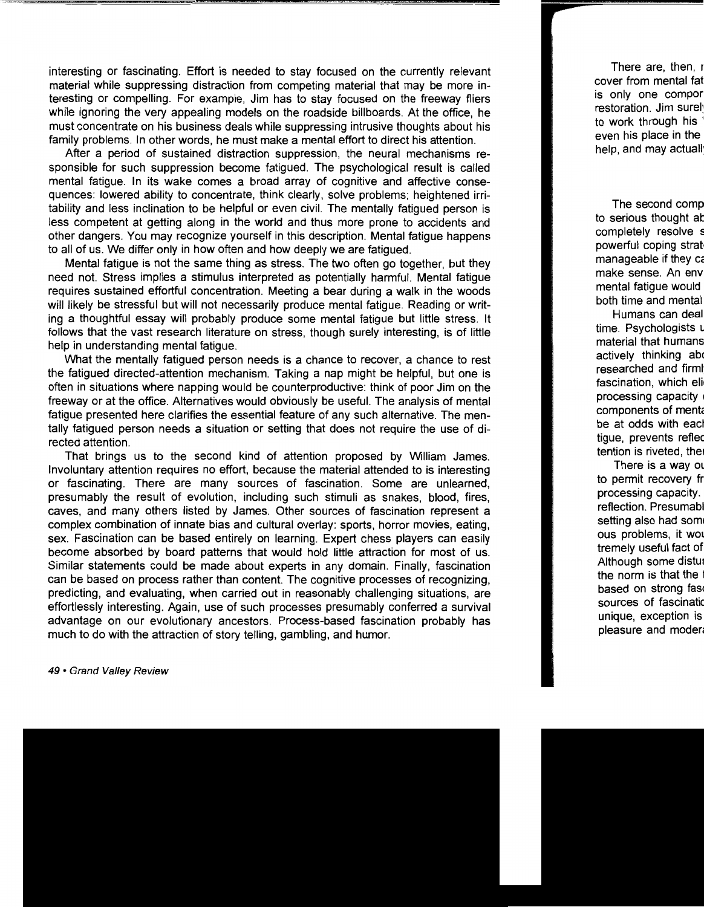interesting or fascinating. Effort is needed to stay focused on the currently relevant material while suppressing distraction from competing material that may be more interesting or compelling. For example, Jim has to stay focused on the freeway fliers while ignoring the very appealing models on the roadside billboards. At the office, he must concentrate on his business deals while suppressing intrusive thoughts about his family problems. In other words, he must make a mental effort to direct his attention.

After a period of sustained distraction suppression, the neural mechanisms responsible for such suppression become fatigued. The psychological result is called mental fatigue. In its wake comes a broad array of cognitive and affective consequences: lowered ability to concentrate, think clearly, solve problems; heightened irritability and less inclination to be helpful or even civil. The mentally fatigued person is less competent at getting along in the world and thus more prone to accidents and other dangers. You may recognize yourself in this description. Mental fatigue happens to all of us. We differ only in how often and how deeply we are fatigued.

Mental fatigue is not the same thing as stress. The two often go together, but they need not. Stress implies a stimulus interpreted as potentially harmful. Mental fatigue requires sustained effortful concentration. Meeting a bear during a walk in the woods will likely be stressful but will not necessarily produce mental fatigue. Reading or writing a thoughtful essay will probably produce some mental fatigue but little stress. It follows that the vast research literature on stress, though surely interesting, is of little help in understanding mental fatigue.

What the mentally fatigued person needs is a chance to recover, a chance to rest the fatigued directed-attention mechanism. Taking a nap might be helpful, but one is often in situations where napping would be counterproductive: think of poor Jim on the freeway or at the office. Alternatives would obviously be useful. The analysis of mental fatigue presented here clarifies the essential feature of any such alternative. The mentally fatigued person needs a situation or setting that does not require the use of directed attention.

That brings us to the second kind of attention proposed by William James. Involuntary attention requires no effort, because the material attended to is interesting or fascinating. There are many sources of fascination. Some are unlearned, presumably the result of evolution, including such stimuli as snakes, blood, fires, caves, and many others listed by James. Other sources of fascination represent a complex combination of innate bias and cultural overlay: sports, horror movies, eating, sex. Fascination can be based entirely on learning. Expert chess players can easily become absorbed by board patterns that would hold little attraction for most of us. Similar statements could be made about experts in any domain. Finally, fascination can be based on process rather than content. The cognitive processes of recognizing, predicting, and evaluating, when carried out in reasonably challenging situations, are effortlessly interesting. Again, use of such processes presumably conferred a survival advantage on our evolutionary ancestors. Process-based fascination probably has much to do with the attraction of story telling, gambling, and humor.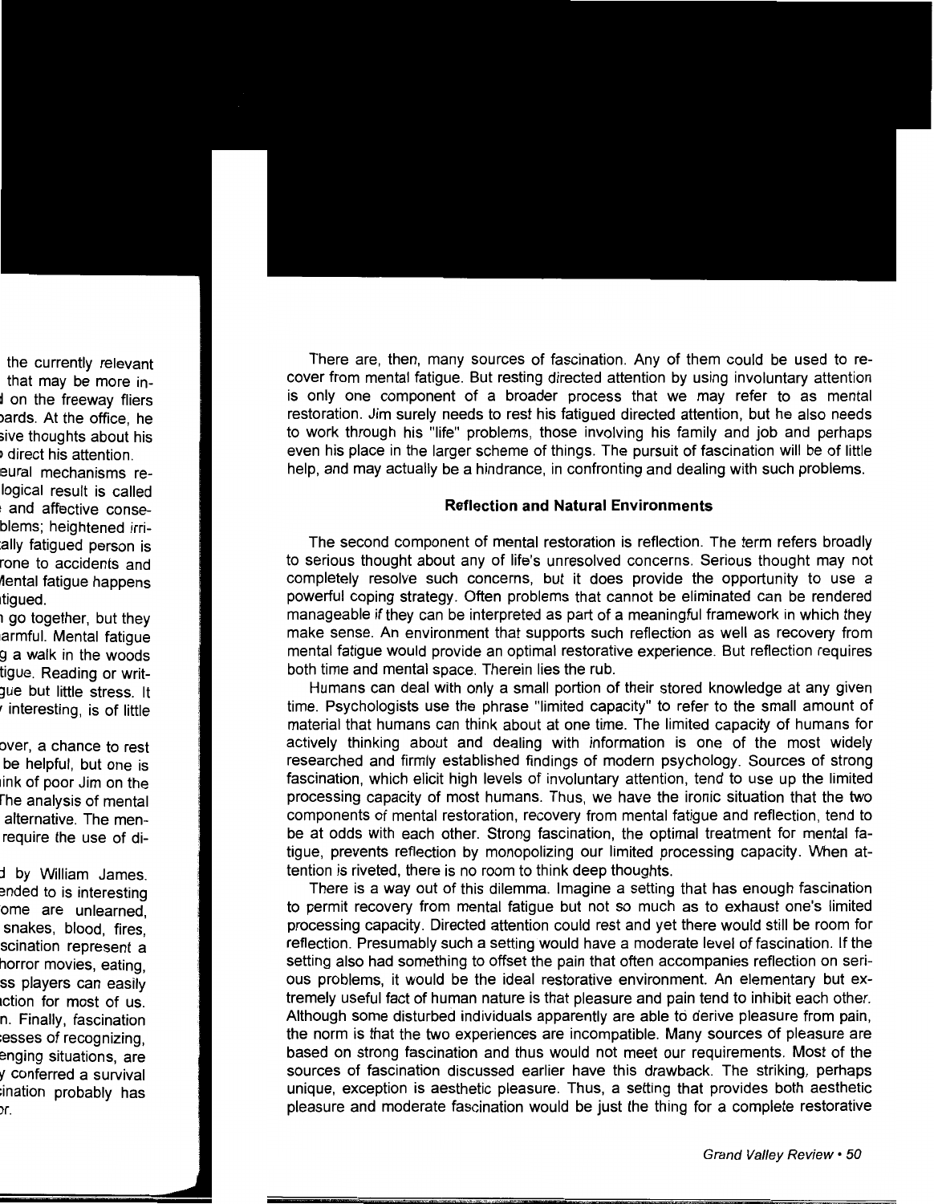There are, then, many sources of fascination. Any of them could be used to recover from mental fatigue. But resting directed attention by using involuntary attention is only one component of a broader process that we may refer to as mental restoration. Jim surely needs to rest his fatigued directed attention, but he also needs to work through his "life" problems, those involving his family and job and perhaps even his place in the larger scheme of things. The pursuit of fascination will be of little help, and may actually be a hindrance, in confronting and dealing with such problems.

### Reflection and Natural Environments

The second component of mental restoration is reflection. The term refers broadly to serious thought about any of life's unresolved concerns. Serious thought may not completely resolve such concerns, but it does provide the opportunity to use a powerful coping strategy. Often problems that cannot be eliminated can be rendered manageable if they can be interpreted as part of a meaningful framework in which they make sense. An environment that supports such reflection as well as recovery from mental fatigue would provide an optimal restorative experience. But reflection requires both time and mental space. Therein lies the rub.

Humans can deal with only a small portion of their stored knowledge at any given time. Psychologists use the phrase "limited capacity" to refer to the small amount of material that humans can think about at one time. The limited capacity of humans for actively thinking about and dealing with information is one of the most widely researched and firmly established findings of modern psychology. Sources of strong fascination, which elicit high levels of involuntary attention, tend to use up the limited processing capacity of most humans. Thus, we have the ironic situation that the two components of mental restoration, recovery from mental fatigue and reflection, tend to be at odds with each other. Strong fascination, the optimal treatment for mental fatigue, prevents reflection by monopolizing our limited processing capacity. When attention is riveted, there is no room to think deep thoughts.

There is a way out of this dilemma. Imagine a setting that has enough fascination to permit recovery from mental fatigue but not so much as to exhaust one's limited processing capacity. Directed attention could rest and yet there would still be room for reflection. Presumably such a setting would have a moderate level of fascination. If the setting also had something to offset the pain that often accompanies reflection on serious problems, it would be the ideal restorative environment. An elementary but extremely useful fact of human nature is that pleasure and pain tend to inhibit each other. Although some disturbed individuals apparently are able to derive pleasure from pain, the norm is that the two experiences are incompatible. Many sources of pleasure are based on strong fascination and thus would not meet our requirements. Most of the sources of fascination discussed earlier have this drawback. The striking, perhaps unique, exception is aesthetic pleasure. Thus, a setting that provides both aesthetic pleasure and moderate fascination would be just the thing for a complete restorative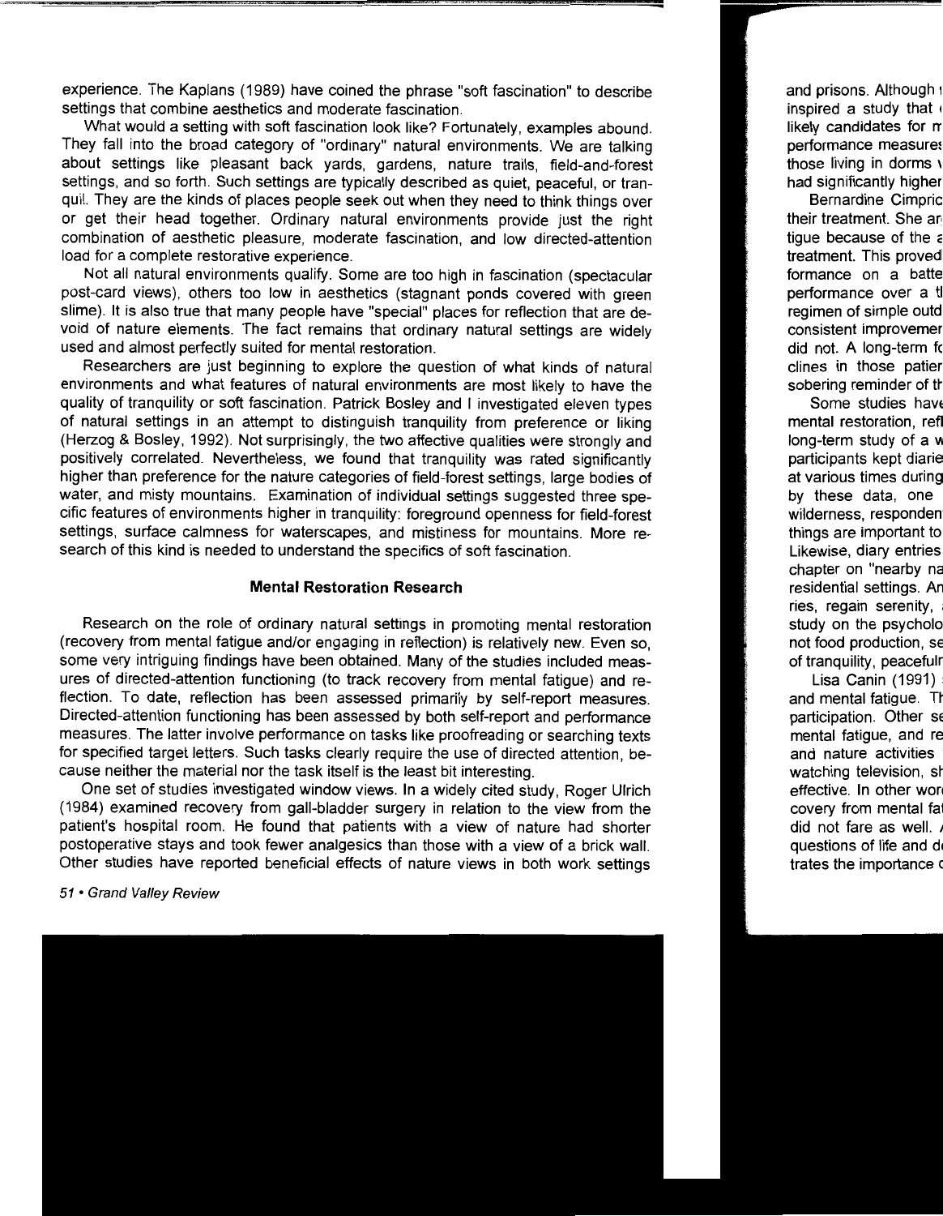experience. The Kaplans (1989) have coined the phrase "soft fascination" to describe settings that combine aesthetics and moderate fascination.

What would a setting with soft fascination look like? Fortunately, examples abound. They fall into the broad category of "ordinary" natural environments. We are talking about settings like pleasant back yards, gardens, nature trails, field-and-forest settings, and so forth. Such settings are typically described as quiet, peaceful, or tranquil. They are the kinds of places people seek out when they need to think things over or get their head together. Ordinary natural environments provide just the right combination of aesthetic pleasure, moderate fascination, and low directed-attention load for a complete restorative experience.

Not all natural environments qualify. Some are too high in fascination (spectacular post-card views), others too low in aesthetics (stagnant ponds covered with green slime). It is also true that many people have "special" places for reflection that are devoid of nature elements. The fact remains that ordinary natural settings are widely used and almost perfectly suited for mental restoration.

Researchers are just beginning to explore the question of what kinds of natural environments and what features of natural environments are most likely to have the quality of tranquility or soft fascination. Patrick Bosley and I investigated eleven types of natural settings in an attempt to distinguish tranquility from preference or liking (Herzog & Bosley, 1992). Not surprisingly, the two affective qualities were strongly and positively correlated. Nevertheless, we found that tranquility was rated significantly higher than preference for the nature categories of field-forest settings, large bodies of water, and misty mountains. Examination of individual settings suggested three specific features of environments higher in tranquility: foreground openness for field-forest settings, surface calmness for waterscapes, and mistiness for mountains. More research of this kind is needed to understand the specifics of soft fascination.

## Mental Restoration Research

Research on the role of ordinary natural settings in promoting mental restoration (recovery from mental fatigue and/or engaging in reflection) is relatively new. Even so, some very intriguing findings have been obtained. Many of the studies included measures of directed-attention functioning (to track recovery from mental fatigue) and reflection. To date, reflection has been assessed primarily by self-report measures. Directed-attention functioning has been assessed by both self-report and performance measures. The latter involve performance on tasks like proofreading or searching texts for specified target letters. Such tasks clearly require the use of directed attention, because neither the material nor the task itself is the least bit interesting.

One set of studies investigated window views. In a widely cited study, Roger Ulrich (1984) examined recovery from gall-bladder surgery in relation to the view from the patient's hospital room. He found that patients with a view of nature had shorter postoperative stays and took fewer analgesics than those with a view of a brick wall. Other studies have reported beneficial effects of nature views in both work settings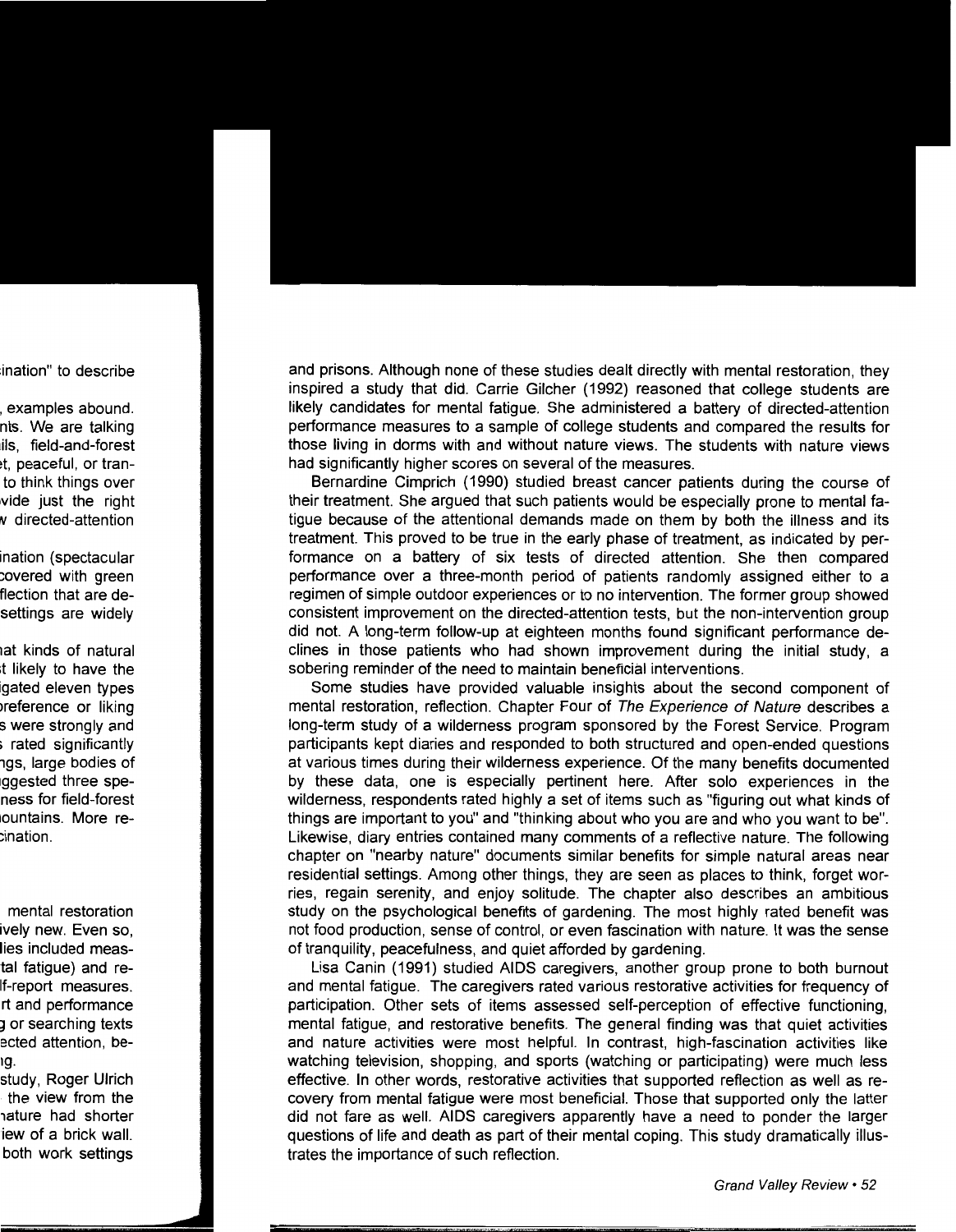and prisons. Although none of these studies dealt directly with mental restoration, they inspired a study that did. Carrie Gilcher (1992) reasoned that college students are likely candidates for mental fatigue. She administered a battery of directed-attention performance measures to a sample of college students and compared the results for those living in dorms with and without nature views. The students with nature views had significantly higher scores on several of the measures.

Bernardine Cimprich (1990) studied breast cancer patients during the course of their treatment. She argued that such patients would be especially prone to mental fatigue because of the attentional demands made on them by both the illness and its treatment. This proved to be true in the early phase of treatment, as indicated by performance on a battery of six tests of directed attention. She then compared performance over a three-month period of patients randomly assigned either to a regimen of simple outdoor experiences or to no intervention. The former group showed consistent improvement on the directed-attention tests, but the non-intervention group did not. A long-term follow-up at eighteen months found significant performance declines in those patients who had shown improvement during the initial study, a sobering reminder of the need to maintain beneficial interventions.

Some studies have provided valuable insights about the second component of mental restoration, reflection. Chapter Four of *The Experience of Nature* describes a long-term study of a wilderness program sponsored by the Forest Service. Program participants kept diaries and responded to both structured and open-ended questions at various times during their wilderness experience. Of the many benefits documented by these data, one is especially pertinent here. After solo experiences in the wilderness, respondents rated highly a set of items such as "figuring out what kinds of things are important to you" and "thinking about who you are and who you want to be". Likewise, diary entries contained many comments of a reflective nature. The following chapter on "nearby nature" documents similar benefits for simple natural areas near residential settings. Among other things, they are seen as places to think, forget worries, regain serenity, and enjoy solitude. The chapter also describes an ambitious study on the psychological benefits of gardening. The most highly rated benefit was not food production, sense of control, or even fascination with nature. It was the sense of tranquility, peacefulness, and quiet afforded by gardening.

Lisa Canin (1991) studied AIDS caregivers, another group prone to both burnout and mental fatigue. The caregivers rated various restorative activities for frequency of participation. Other sets of items assessed self-perception of effective functioning, mental fatigue, and restorative benefits. The general finding was that quiet activities and nature activities were most helpful. In contrast, high-fascination activities like watching television, shopping, and sports (watching or participating) were much less effective. In other words, restorative activities that supported reflection as well as recovery from mental fatigue were most beneficial. Those that supported only the latter did not fare as well. AIDS caregivers apparently have a need to ponder the larger questions of life and death as part of their mental coping. This study dramatically illustrates the importance of such reflection.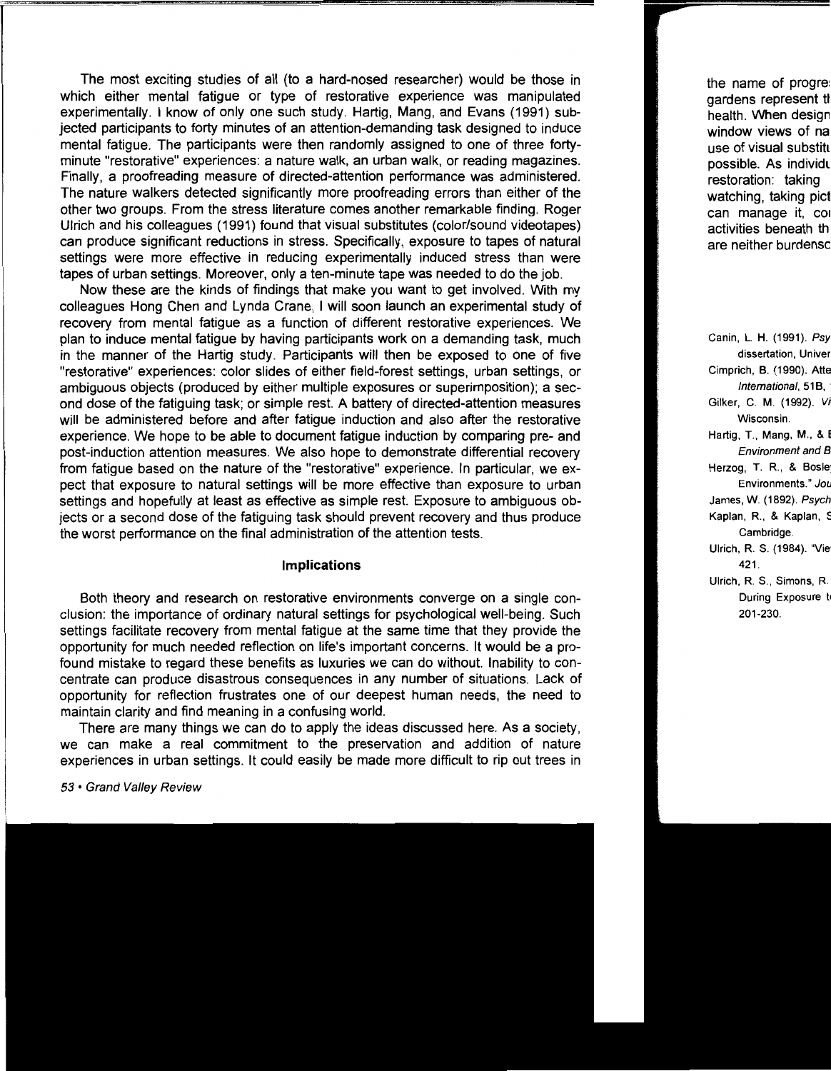The most exciting studies of all (to a hard-nosed researcher) would be those in which either mental fatigue or type of restorative experience was manipulated experimentally. I know of only one such study. Hartig, Mang, and Evans (1991) subjected participants to forty minutes of an attention-demanding task designed to induce mental fatigue. The participants were then randomly assigned to one of three forty-minute "restorative" experiences: a nature walk, an urban walk, or reading magazines. Finally, a proofreading measure of directed-attention performance was administered. The nature walkers detected significantly more proofreading errors than either of the other two groups. From the stress literature comes another remarkable finding. Roger Ulrich and his colleagues (1991) found that visual substitutes (color/sound videotapes) can produce significant reductions in stress. Specifically, exposure to tapes of natural settings were more effective in reducing experimentally induced stress than were tapes of urban settings. Moreover, only a ten-minute tape was needed to do the job.

Now these are the kinds of findings that make you want to get involved. With my colleagues Hong Chen and Lynda Crane, I will soon launch an experimental study of recovery from mental fatigue as a function of different restorative experiences. We plan to induce mental fatigue by having participants work on a demanding task, much in the manner of the Hartig study. Participants will then be exposed to one of five "restorative" experiences: color slides of either field-forest settings, urban settings, or ambiguous objects (produced by either multiple exposures or superimposition); a second dose of the fatiguing task; or simple rest. A battery of directed-attention measures will be administered before and after fatigue induction and also after the restorative experience. We hope to be able to document fatigue induction by comparing pre- and post-induction attention measures. We also hope to demonstrate differential recovery from fatigue based on the nature of the "restorative" experience. In particular, we expect that exposure to natural settings will be more effective than exposure to urban settings and hopefully at least as effective as simple rest. Exposure to ambiguous objects or a second dose of the fatiguing task should prevent recovery and thus produce the worst performance on the final administration of the attention tests.

### Implications

Both theory and research on restorative environments converge on a single conclusion: the importance of ordinary natural settings for psychological well-being. Such settings facilitate recovery from mental fatigue at the same time that they provide the opportunity for much needed reflection on life's important concerns. It would be a profound mistake to regard these benefits as luxuries we can do without. Inability to concentrate can produce disastrous consequences in any number of situations. Lack of opportunity for reflection frustrates one of our deepest human needs, the need to maintain clarity and find meaning in a confusing world.

There are many things we can do to apply the ideas discussed here. As a society, we can make a real commitment to the preservation and addition of nature experiences in urban settings. It could easily be made more difficult to rip out trees in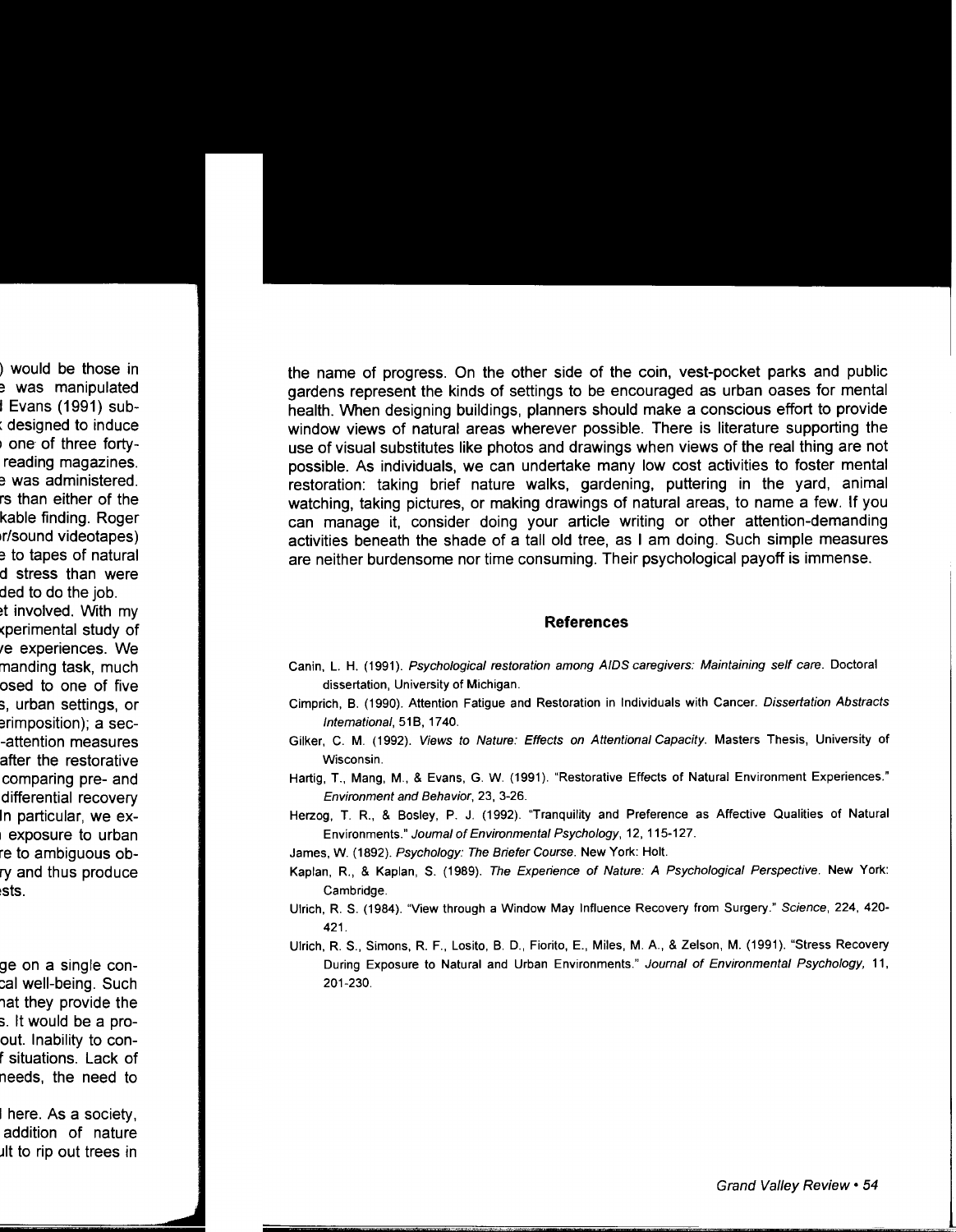the name of progress. On the other side of the coin, vest-pocket parks and public gardens represent the kinds of settings to be encouraged as urban oases for mental health. When designing buildings, planners should make a conscious effort to provide window views of natural areas wherever possible. There is literature supporting the use of visual substitutes like photos and drawings when views of the real thing are not possible. As individuals, we can undertake many low cost activities to foster mental restoration: taking brief nature walks, gardening, puttering in the yard, animal watching, taking pictures, or making drawings of natural areas, to name a few. If you can manage it, consider doing your article writing or other attention-demanding activities beneath the shade of a tall old tree, as I am doing. Such simple measures are neither burdensome nor time consuming. Their psychological payoff is immense.

## References

Canin, L. H. (1991). *Psychological restoration among AIDS caregivers: Maintaining self care*. Doctoral dissertation, University of Michigan.

Cimprich, B. (1990). Attention Fatigue and Restoration in Individuals with Cancer. *Dissertation Abstracts International*, 51B, 1740.

Gilker, C. M. (1992). *Views to Nature: Effects on Attentional Capacity*. Masters Thesis, University of Wisconsin.

Hartig, T., Mang, M., & Evans, G. W. (1991). "Restorative Effects of Natural Environment Experiences." *Environment and Behavior*, 23, 3-26.

Herzog, T. R., & Bosley, P. J. (1992). "Tranquility and Preference as Affective Qualities of Natural Environments." *Journal of Environmental Psychology*, 12, 115-127.

James, W. (1892). *Psychology: The Briefer Course*. New York: Holt.

Kaplan, R., & Kaplan, S. (1989). *The Experience of Nature: A Psychological Perspective*. New York: Cambridge.

Ulrich, R. S. (1984). "View through a Window May Influence Recovery from Surgery." *Science*, 224, 420-421.

Ulrich, R. S., Simons, R. F., Losito, B. D., Fiorito, E., Miles, M. A., & Zelson, M. (1991). "Stress Recovery During Exposure to Natural and Urban Environments." *Journal of Environmental Psychology*, 11, 201-230.